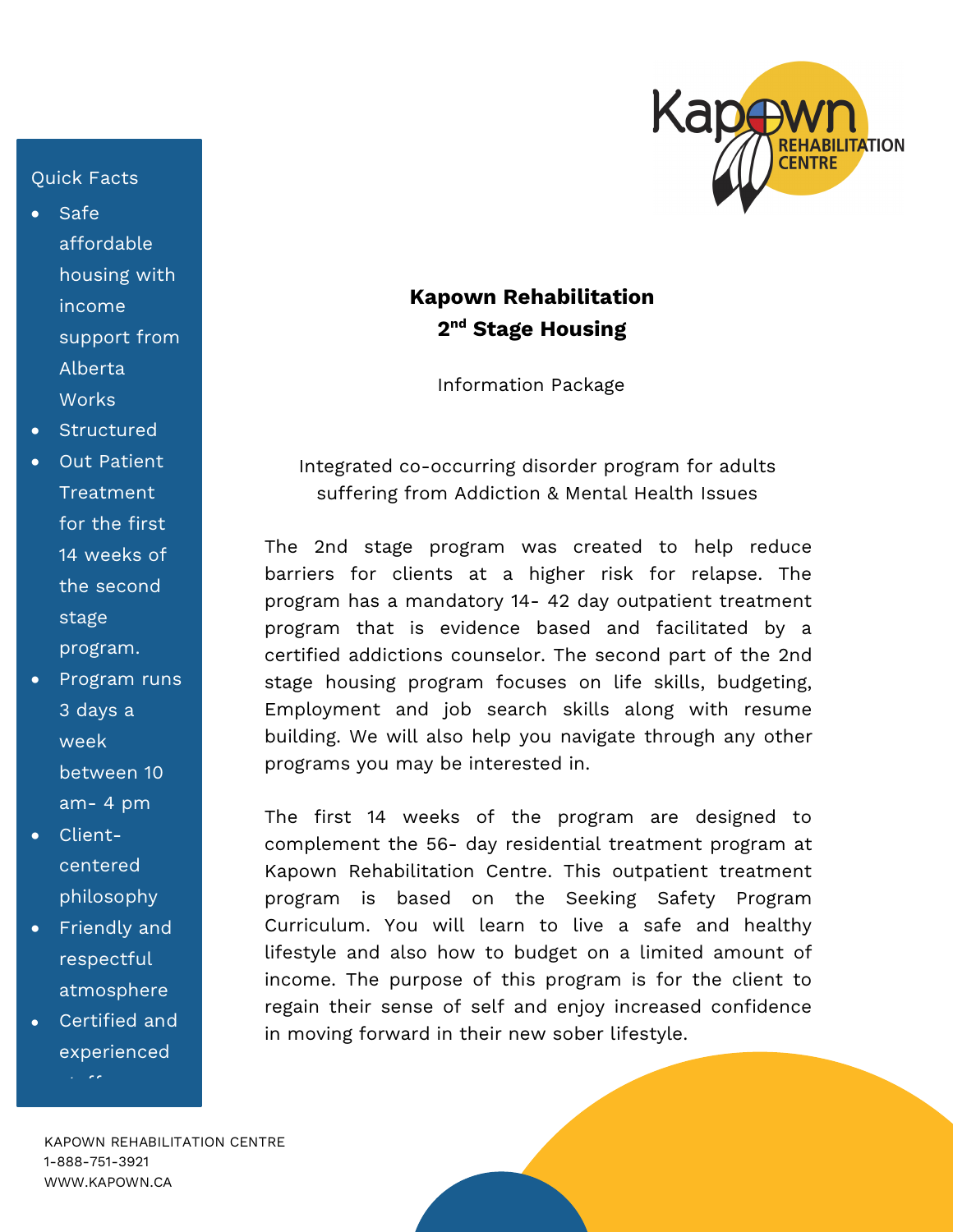# Kapown Rehabilitation
## 2nd Stage Housing

Information Package

Integrated co-occurring disorder program for adults suffering from Addiction & Mental Health Issues

The 2nd stage program was created to help reduce barriers for clients at a higher risk for relapse. The program has a mandatory 14- 42 day outpatient treatment program that is evidence based and facilitated by a certified addictions counselor. The second part of the 2nd stage housing program focuses on life skills, budgeting, Employment and job search skills along with resume building. We will also help you navigate through any other programs you may be interested in.

The first 14 weeks of the program are designed to complement the 56- day residential treatment program at Kapown Rehabilitation Centre. This outpatient treatment program is based on the Seeking Safety Program Curriculum. You will learn to live a safe and healthy lifestyle and also how to budget on a limited amount of income. The purpose of this program is for the client to regain their sense of self and enjoy increased confidence in moving forward in their new sober lifestyle.

### Quick Facts

- Safe affordable housing with income support from Alberta Works
- Structured
- Out Patient Treatment for the first 14 weeks of the second stage program.
- Program runs 3 days a week between 10 am- 4 pm
- Client-centered philosophy
- Friendly and respectful atmosphere
- Certified and experienced staff

KAPOWN REHABILITATION CENTRE
1-888-751-3921
WWW.KAPOWN.CA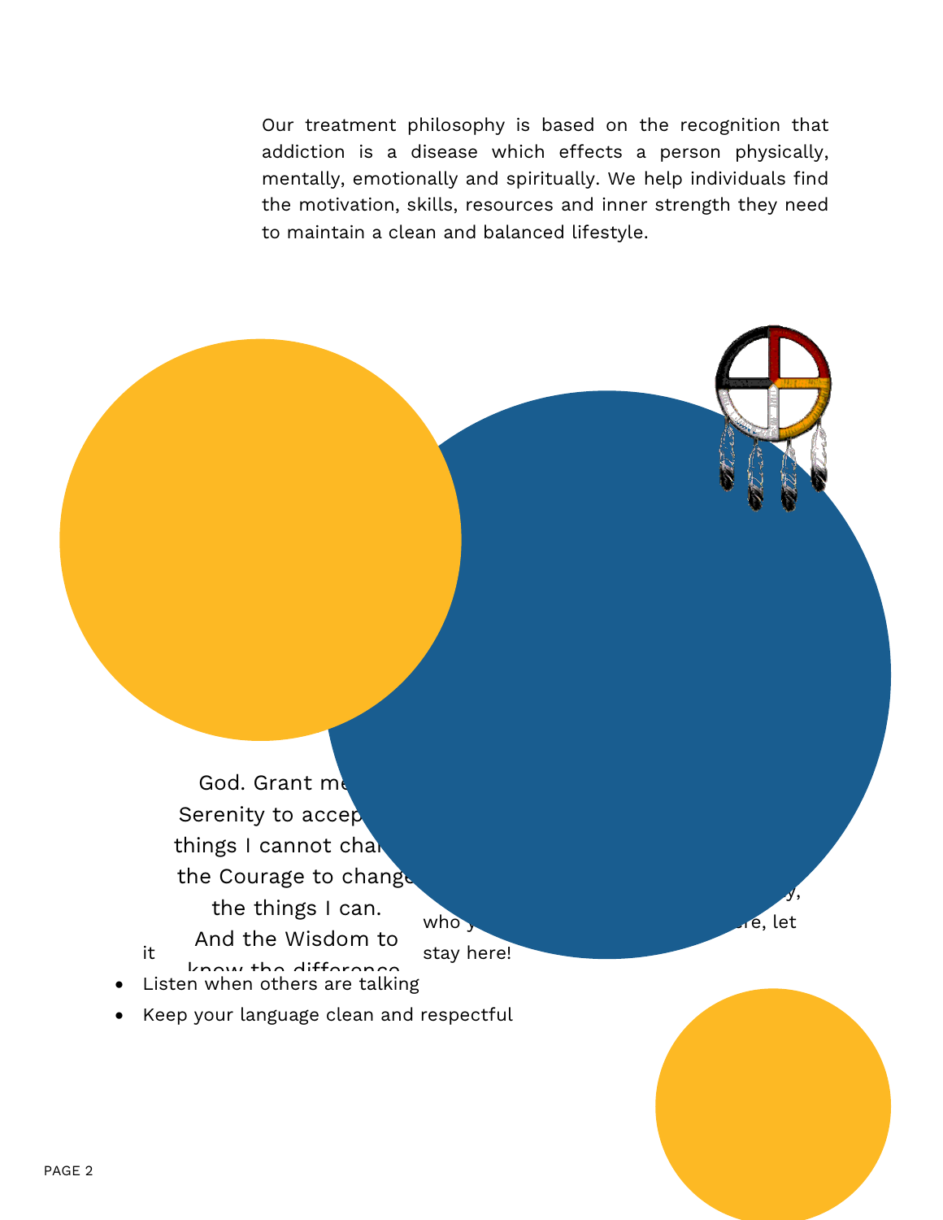Our treatment philosophy is based on the recognition that addiction is a disease which effects a person physically, mentally, emotionally and spiritually. We help individuals find the motivation, skills, resources and inner strength they need to maintain a clean and balanced lifestyle.

God. Grant me
Serenity to accep
things I cannot cha
the Courage to change
the things I can.
And the Wisdom to
know the difference

it

who y ... y,
... re, let
stay here!

- Listen when others are talking
- Keep your language clean and respectful